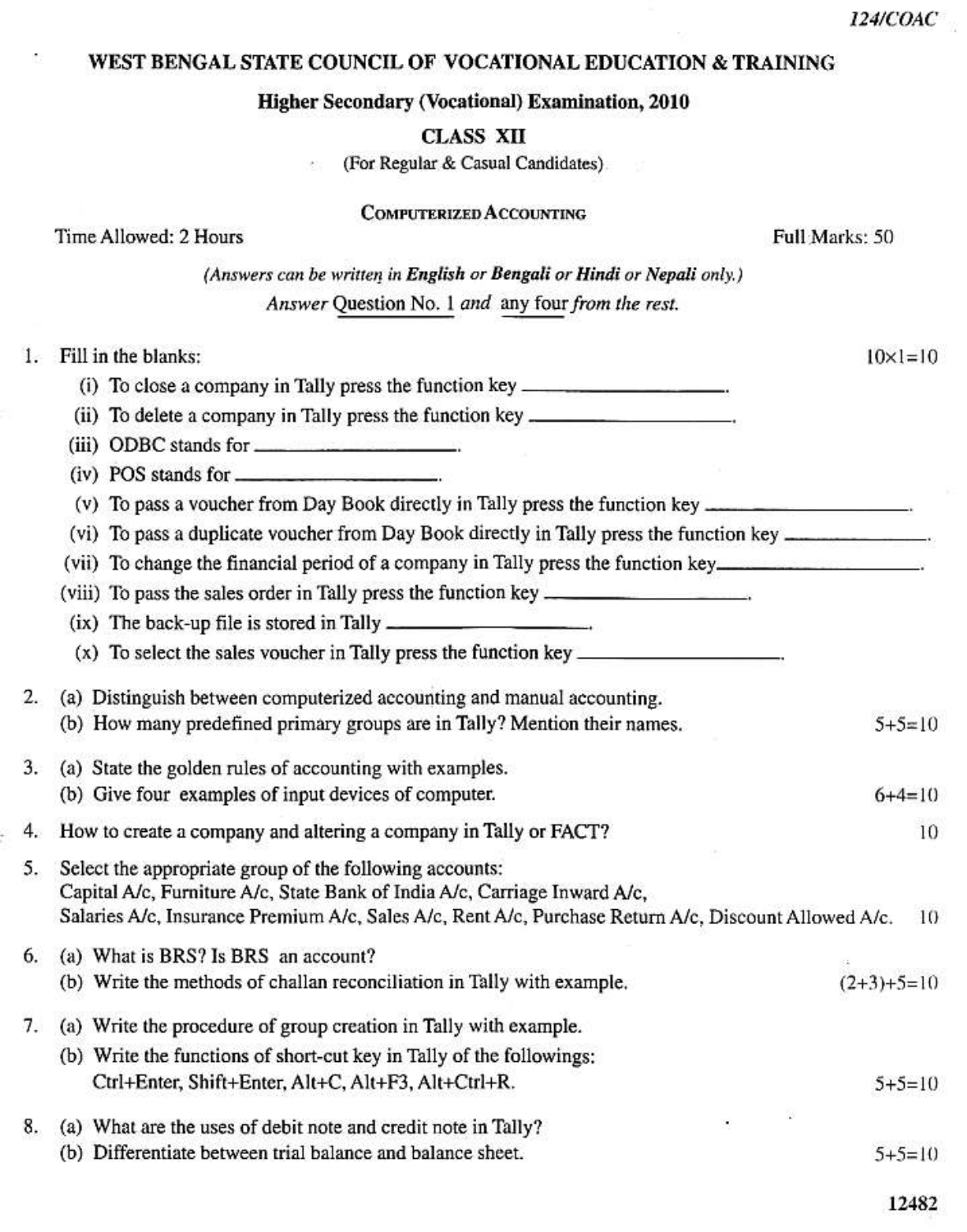124/COAC

# WEST BENGAL STATE COUNCIL OF VOCATIONAL EDUCATION & TRAINING

## Higher Secondary (Vocational) Examination, 2010

### CLASS XII

(For Regular & Casual Candidates)

### COMPUTERIZED ACCOUNTING

Time Allowed: 2 Hours | Full Marks: 50

*(Answers can be written in **English** or **Bengali** or **Hindi** or **Nepali** only.)*

*Answer* Question No. 1 *and* any four *from the rest.*

1. Fill in the blanks: 10×1=10
   - (i) To close a company in Tally press the function key ________________.
   - (ii) To delete a company in Tally press the function key ________________.
   - (iii) ODBC stands for ________________.
   - (iv) POS stands for ________________.
   - (v) To pass a voucher from Day Book directly in Tally press the function key ________________.
   - (vi) To pass a duplicate voucher from Day Book directly in Tally press the function key ________________.
   - (vii) To change the financial period of a company in Tally press the function key________________.
   - (viii) To pass the sales order in Tally press the function key ________________.
   - (ix) The back-up file is stored in Tally ________________.
   - (x) To select the sales voucher in Tally press the function key ________________.

2. (a) Distinguish between computerized accounting and manual accounting.
   (b) How many predefined primary groups are in Tally? Mention their names. 5+5=10

3. (a) State the golden rules of accounting with examples.
   (b) Give four examples of input devices of computer. 6+4=10

4. How to create a company and altering a company in Tally or FACT? 10

5. Select the appropriate group of the following accounts:
   Capital A/c, Furniture A/c, State Bank of India A/c, Carriage Inward A/c, Salaries A/c, Insurance Premium A/c, Sales A/c, Rent A/c, Purchase Return A/c, Discount Allowed A/c. 10

6. (a) What is BRS? Is BRS an account?
   (b) Write the methods of challan reconciliation in Tally with example. (2+3)+5=10

7. (a) Write the procedure of group creation in Tally with example.
   (b) Write the functions of short-cut key in Tally of the followings:
   Ctrl+Enter, Shift+Enter, Alt+C, Alt+F3, Alt+Ctrl+R. 5+5=10

8. (a) What are the uses of debit note and credit note in Tally?
   (b) Differentiate between trial balance and balance sheet. 5+5=10

12482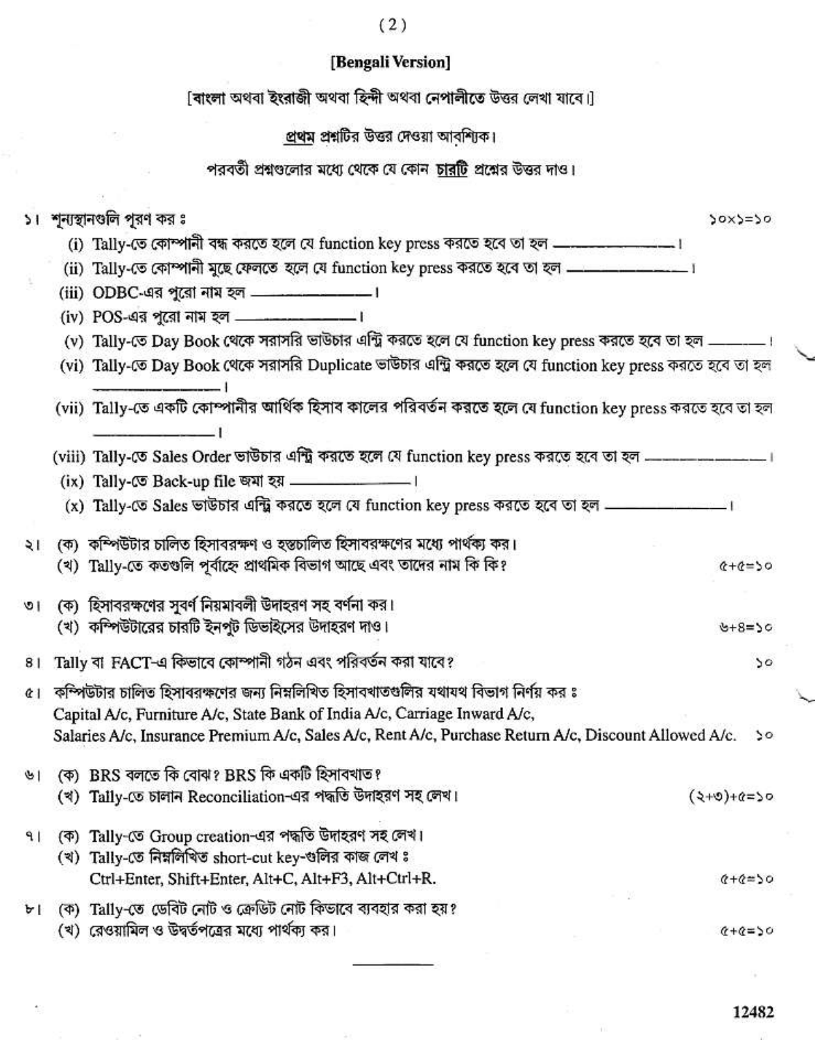**[Bengali Version]**

[বাংলা অথবা ইংরাজী অথবা হিন্দী অথবা নেপালীতে উত্তর লেখা যাবে।]

প্রথম প্রশ্নটির উত্তর দেওয়া আবশ্যিক।

পরবর্তী প্রশ্নগুলোর মধ্যে থেকে যে কোন চারটি প্রশ্নের উত্তর দাও।

১। শূন্যস্থানগুলি পূরণ কর ঃ ১০×১=১০

(i) Tally-তে কোম্পানী বন্ধ করতে হলে যে function key press করতে হবে তা হল ______________।

(ii) Tally-তে কোম্পানী মুছে ফেলতে হলে যে function key press করতে হবে তা হল ______________।

(iii) ODBC-এর পুরো নাম হল ______________।

(iv) POS-এর পুরো নাম হল ______________।

(v) Tally-তে Day Book থেকে সরাসরি ভাউচার এন্ট্রি করতে হলে যে function key press করতে হবে তা হল ________।

(vi) Tally-তে Day Book থেকে সরাসরি Duplicate ভাউচার এন্ট্রি করতে হলে যে function key press করতে হবে তা হল ______________।

(vii) Tally-তে একটি কোম্পানীর আর্থিক হিসাব কালের পরিবর্তন করতে হলে যে function key press করতে হবে তা হল ______________।

(viii) Tally-তে Sales Order ভাউচার এন্ট্রি করতে হলে যে function key press করতে হবে তা হল ______________।

(ix) Tally-তে Back-up file জমা হয় ______________।

(x) Tally-তে Sales ভাউচার এন্ট্রি করতে হলে যে function key press করতে হবে তা হল ______________।

২। (ক) কম্পিউটার চালিত হিসাবরক্ষণ ও হস্তচালিত হিসাবরক্ষণের মধ্যে পার্থক্য কর।
(খ) Tally-তে কতগুলি পূর্বাহ্নে প্রাথমিক বিভাগ আছে এবং তাদের নাম কি কি? ৫+৫=১০

৩। (ক) হিসাবরক্ষণের সুবর্ণ নিয়মাবলী উদাহরণ সহ বর্ণনা কর।
(খ) কম্পিউটারের চারটি ইনপুট ডিভাইসের উদাহরণ দাও। ৬+৪=১০

৪। Tally বা FACT-এ কিভাবে কোম্পানী গঠন এবং পরিবর্তন করা যাবে? ১০

৫। কম্পিউটার চালিত হিসাবরক্ষণের জন্য নিম্নলিখিত হিসাবখাতগুলির যথাযথ বিভাগ নির্ণয় কর ঃ
Capital A/c, Furniture A/c, State Bank of India A/c, Carriage Inward A/c, Salaries A/c, Insurance Premium A/c, Sales A/c, Rent A/c, Purchase Return A/c, Discount Allowed A/c. ১০

৬। (ক) BRS বলতে কি বোঝ? BRS কি একটি হিসাবখাত?
(খ) Tally-তে চালান Reconciliation-এর পদ্ধতি উদাহরণ সহ লেখ। (২+৩)+৫=১০

৭। (ক) Tally-তে Group creation-এর পদ্ধতি উদাহরণ সহ লেখ।
(খ) Tally-তে নিম্নলিখিত short-cut key-গুলির কাজ লেখ ঃ
Ctrl+Enter, Shift+Enter, Alt+C, Alt+F3, Alt+Ctrl+R. ৫+৫=১০

৮। (ক) Tally-তে ডেবিট নোট ও ক্রেডিট নোট কিভাবে ব্যবহার করা হয়?
(খ) রেওয়ামিল ও উদ্বর্তপত্রের মধ্যে পার্থক্য কর। ৫+৫=১০

12482